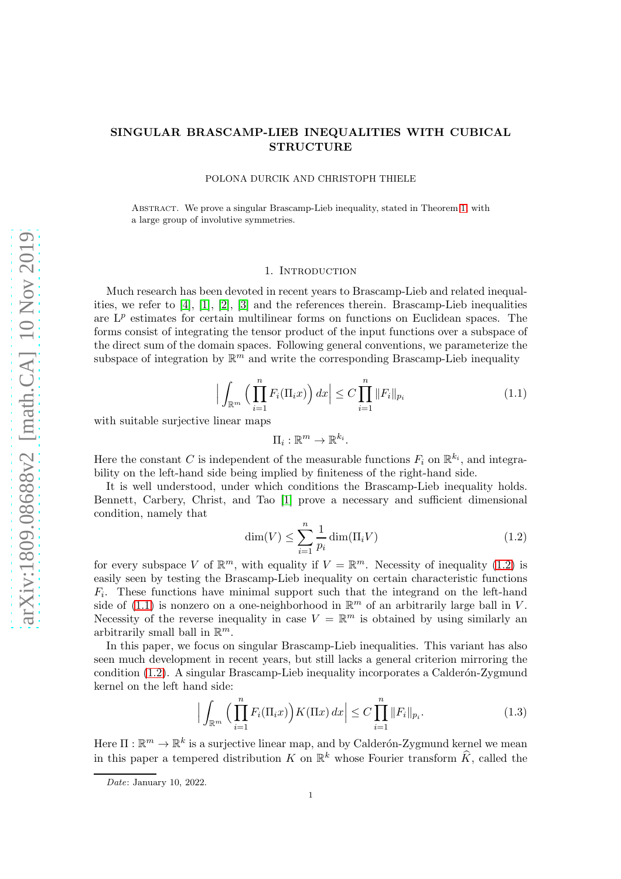# SINGULAR BRASCAMP-LIEB INEQUALITIES WITH CUBICAL STRUCTURE

POLONA DURCIK AND CHRISTOPH THIELE

Abstract. We prove a singular Brascamp-Lieb inequality, stated in Theorem 1, with a large group of involutive symmetries.

## 1. Introduction

Much research has been devoted in recent years to Brascamp-Lieb and related inequalities, we refer to [4], [1], [2], [3] and the references therein. Brascamp-Lieb inequalities are $L^p$ estimates for certain multilinear forms on functions on Euclidean spaces. The forms consist of integrating the tensor product of the input functions over a subspace of the direct sum of the domain spaces. Following general conventions, we parameterize the subspace of integration by $\mathbb{R}^m$ and write the corresponding Brascamp-Lieb inequality

$$\Big| \int_{\mathbb{R}^m} \Big( \prod_{i=1}^n F_i(\Pi_i x) \Big) \, dx \Big| \le C \prod_{i=1}^n \|F_i\|_{p_i} \tag{1.1}$$

with suitable surjective linear maps

$$\Pi_i : \mathbb{R}^m \to \mathbb{R}^{k_i}.$$

Here the constant $C$ is independent of the measurable functions $F_i$ on $\mathbb{R}^{k_i}$, and integrability on the left-hand side being implied by finiteness of the right-hand side.

It is well understood, under which conditions the Brascamp-Lieb inequality holds. Bennett, Carbery, Christ, and Tao [1] prove a necessary and sufficient dimensional condition, namely that

$$\dim(V) \le \sum_{i=1}^n \frac{1}{p_i} \dim(\Pi_i V) \tag{1.2}$$

for every subspace $V$ of $\mathbb{R}^m$, with equality if $V = \mathbb{R}^m$. Necessity of inequality (1.2) is easily seen by testing the Brascamp-Lieb inequality on certain characteristic functions $F_i$. These functions have minimal support such that the integrand on the left-hand side of (1.1) is nonzero on a one-neighborhood in $\mathbb{R}^m$ of an arbitrarily large ball in $V$. Necessity of the reverse inequality in case $V = \mathbb{R}^m$ is obtained by using similarly an arbitrarily small ball in $\mathbb{R}^m$.

In this paper, we focus on singular Brascamp-Lieb inequalities. This variant has also seen much development in recent years, but still lacks a general criterion mirroring the condition (1.2). A singular Brascamp-Lieb inequality incorporates a Calderón-Zygmund kernel on the left hand side:

$$\Big| \int_{\mathbb{R}^m} \Big( \prod_{i=1}^n F_i(\Pi_i x) \Big) K(\Pi x) \, dx \Big| \le C \prod_{i=1}^n \|F_i\|_{p_i}. \tag{1.3}$$

Here $\Pi : \mathbb{R}^m \to \mathbb{R}^k$ is a surjective linear map, and by Calderón-Zygmund kernel we mean in this paper a tempered distribution $K$ on $\mathbb{R}^k$ whose Fourier transform $\widehat{K}$, called the

*Date*: January 10, 2022.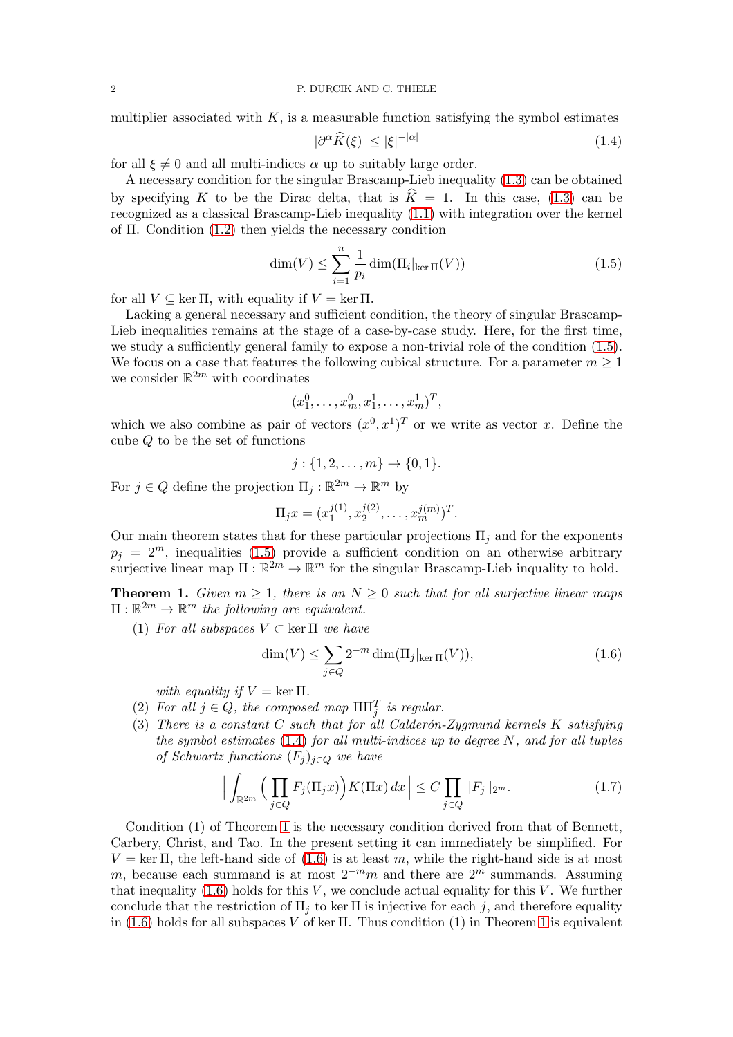multiplier associated with $K$, is a measurable function satisfying the symbol estimates

$$|\partial^\alpha \widehat{K}(\xi)| \le |\xi|^{-|\alpha|} \tag{1.4}$$

for all $\xi \neq 0$ and all multi-indices $\alpha$ up to suitably large order.

A necessary condition for the singular Brascamp-Lieb inequality (1.3) can be obtained by specifying $K$ to be the Dirac delta, that is $\widehat{K} = 1$. In this case, (1.3) can be recognized as a classical Brascamp-Lieb inequality (1.1) with integration over the kernel of $\Pi$. Condition (1.2) then yields the necessary condition

$$\dim(V) \le \sum_{i=1}^{n} \frac{1}{p_i} \dim(\Pi_i|_{\ker \Pi}(V)) \tag{1.5}$$

for all $V \subseteq \ker \Pi$, with equality if $V = \ker \Pi$.

Lacking a general necessary and sufficient condition, the theory of singular Brascamp-Lieb inequalities remains at the stage of a case-by-case study. Here, for the first time, we study a sufficiently general family to expose a non-trivial role of the condition (1.5). We focus on a case that features the following cubical structure. For a parameter $m \ge 1$ we consider $\mathbb{R}^{2m}$ with coordinates

$$(x_1^0, \dots, x_m^0, x_1^1, \dots, x_m^1)^T,$$

which we also combine as pair of vectors $(x^0, x^1)^T$ or we write as vector $x$. Define the cube $Q$ to be the set of functions

$$j : \{1, 2, \dots, m\} \to \{0, 1\}.$$

For $j \in Q$ define the projection $\Pi_j : \mathbb{R}^{2m} \to \mathbb{R}^m$ by

$$\Pi_j x = (x_1^{j(1)}, x_2^{j(2)}, \dots, x_m^{j(m)})^T.$$

Our main theorem states that for these particular projections $\Pi_j$ and for the exponents $p_j = 2^m$, inequalities (1.5) provide a sufficient condition on an otherwise arbitrary surjective linear map $\Pi : \mathbb{R}^{2m} \to \mathbb{R}^m$ for the singular Brascamp-Lieb inequality to hold.

**Theorem 1.** *Given $m \ge 1$, there is an $N \ge 0$ such that for all surjective linear maps $\Pi : \mathbb{R}^{2m} \to \mathbb{R}^m$ the following are equivalent.*

1. *For all subspaces $V \subset \ker \Pi$ we have*

$$\dim(V) \le \sum_{j \in Q} 2^{-m} \dim(\Pi_j|_{\ker \Pi}(V)), \tag{1.6}$$

   *with equality if $V = \ker \Pi$.*

2. *For all $j \in Q$, the composed map $\Pi \Pi_j^T$ is regular.*
3. *There is a constant $C$ such that for all Calderón-Zygmund kernels $K$ satisfying the symbol estimates (1.4) for all multi-indices up to degree $N$, and for all tuples of Schwartz functions $(F_j)_{j \in Q}$ we have*

$$\Big| \int_{\mathbb{R}^{2m}} \Big( \prod_{j \in Q} F_j(\Pi_j x) \Big) K(\Pi x)\, dx \Big| \le C \prod_{j \in Q} \|F_j\|_{2^m}. \tag{1.7}$$

Condition (1) of Theorem 1 is the necessary condition derived from that of Bennett, Carbery, Christ, and Tao. In the present setting it can immediately be simplified. For $V = \ker \Pi$, the left-hand side of (1.6) is at least $m$, while the right-hand side is at most $m$, because each summand is at most $2^{-m}m$ and there are $2^m$ summands. Assuming that inequality (1.6) holds for this $V$, we conclude actual equality for this $V$. We further conclude that the restriction of $\Pi_j$ to $\ker \Pi$ is injective for each $j$, and therefore equality in (1.6) holds for all subspaces $V$ of $\ker \Pi$. Thus condition (1) in Theorem 1 is equivalent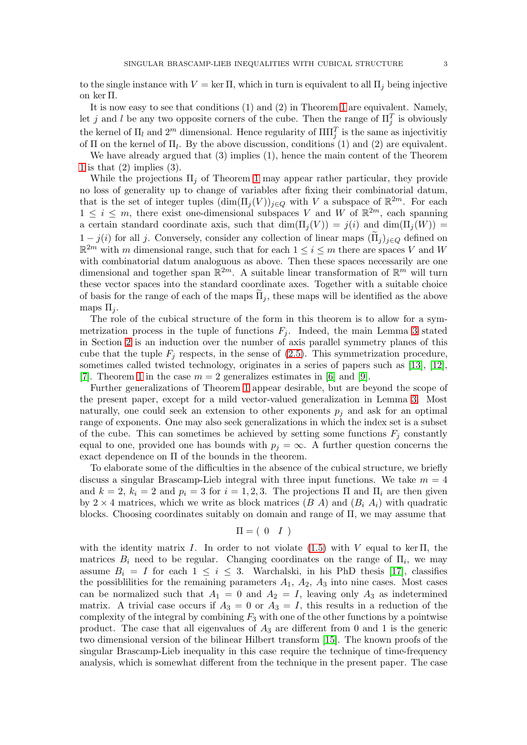to the single instance with $V = \ker \Pi$, which in turn is equivalent to all $\Pi_j$ being injective on $\ker \Pi$.

It is now easy to see that conditions (1) and (2) in Theorem 1 are equivalent. Namely, let $j$ and $l$ be any two opposite corners of the cube. Then the range of $\Pi_j^T$ is obviously the kernel of $\Pi_l$ and $2^m$ dimensional. Hence regularity of $\Pi\Pi_j^T$ is the same as injectivitiy of $\Pi$ on the kernel of $\Pi_l$. By the above discussion, conditions (1) and (2) are equivalent.

We have already argued that (3) implies (1), hence the main content of the Theorem 1 is that (2) implies (3).

While the projections $\Pi_j$ of Theorem 1 may appear rather particular, they provide no loss of generality up to change of variables after fixing their combinatorial datum, that is the set of integer tuples $(\dim(\Pi_j(V))_{j\in Q}$ with $V$ a subspace of $\mathbb{R}^{2m}$. For each $1 \le i \le m$, there exist one-dimensional subspaces $V$ and $W$ of $\mathbb{R}^{2m}$, each spanning a certain standard coordinate axis, such that $\dim(\Pi_j(V)) = j(i)$ and $\dim(\Pi_j(W)) = 1 - j(i)$ for all $j$. Conversely, consider any collection of linear maps $(\widetilde{\Pi}_j)_{j\in Q}$ defined on $\mathbb{R}^{2m}$ with $m$ dimensional range, such that for each $1 \le i \le m$ there are spaces $V$ and $W$ with combinatorial datum analoguous as above. Then these spaces necessarily are one dimensional and together span $\mathbb{R}^{2m}$. A suitable linear transformation of $\mathbb{R}^m$ will turn these vector spaces into the standard coordinate axes. Together with a suitable choice of basis for the range of each of the maps $\widetilde{\Pi}_j$, these maps will be identified as the above maps $\Pi_j$.

The role of the cubical structure of the form in this theorem is to allow for a symmetrization process in the tuple of functions $F_j$. Indeed, the main Lemma 3 stated in Section 2 is an induction over the number of axis parallel symmetry planes of this cube that the tuple $F_j$ respects, in the sense of (2.5). This symmetrization procedure, sometimes called twisted technology, originates in a series of papers such as [13], [12], [7]. Theorem 1 in the case $m = 2$ generalizes estimates in [6] and [9].

Further generalizations of Theorem 1 appear desirable, but are beyond the scope of the present paper, except for a mild vector-valued generalization in Lemma 3. Most naturally, one could seek an extension to other exponents $p_j$ and ask for an optimal range of exponents. One may also seek generalizations in which the index set is a subset of the cube. This can sometimes be achieved by setting some functions $F_j$ constantly equal to one, provided one has bounds with $p_j = \infty$. A further question concerns the exact dependence on $\Pi$ of the bounds in the theorem.

To elaborate some of the difficulties in the absence of the cubical structure, we briefly discuss a singular Brascamp-Lieb integral with three input functions. We take $m = 4$ and $k = 2$, $k_i = 2$ and $p_i = 3$ for $i = 1, 2, 3$. The projections $\Pi$ and $\Pi_i$ are then given by $2 \times 4$ matrices, which we write as block matrices $(B\ A)$ and $(B_i\ A_i)$ with quadratic blocks. Choosing coordinates suitably on domain and range of $\Pi$, we may assume that

$$\Pi = (\begin{array}{cc} 0 & I \end{array})$$

with the identity matrix $I$. In order to not violate (1.5) with $V$ equal to $\ker \Pi$, the matrices $B_i$ need to be regular. Changing coordinates on the range of $\Pi_i$, we may assume $B_i = I$ for each $1 \le i \le 3$. Warchalski, in his PhD thesis [17], classifies the possiblilities for the remaining parameters $A_1$, $A_2$, $A_3$ into nine cases. Most cases can be normalized such that $A_1 = 0$ and $A_2 = I$, leaving only $A_3$ as indetermined matrix. A trivial case occurs if $A_3 = 0$ or $A_3 = I$, this results in a reduction of the complexity of the integral by combining $F_3$ with one of the other functions by a pointwise product. The case that all eigenvalues of $A_3$ are different from 0 and 1 is the generic two dimensional version of the bilinear Hilbert transform [15]. The known proofs of the singular Brascamp-Lieb inequality in this case require the technique of time-frequency analysis, which is somewhat different from the technique in the present paper. The case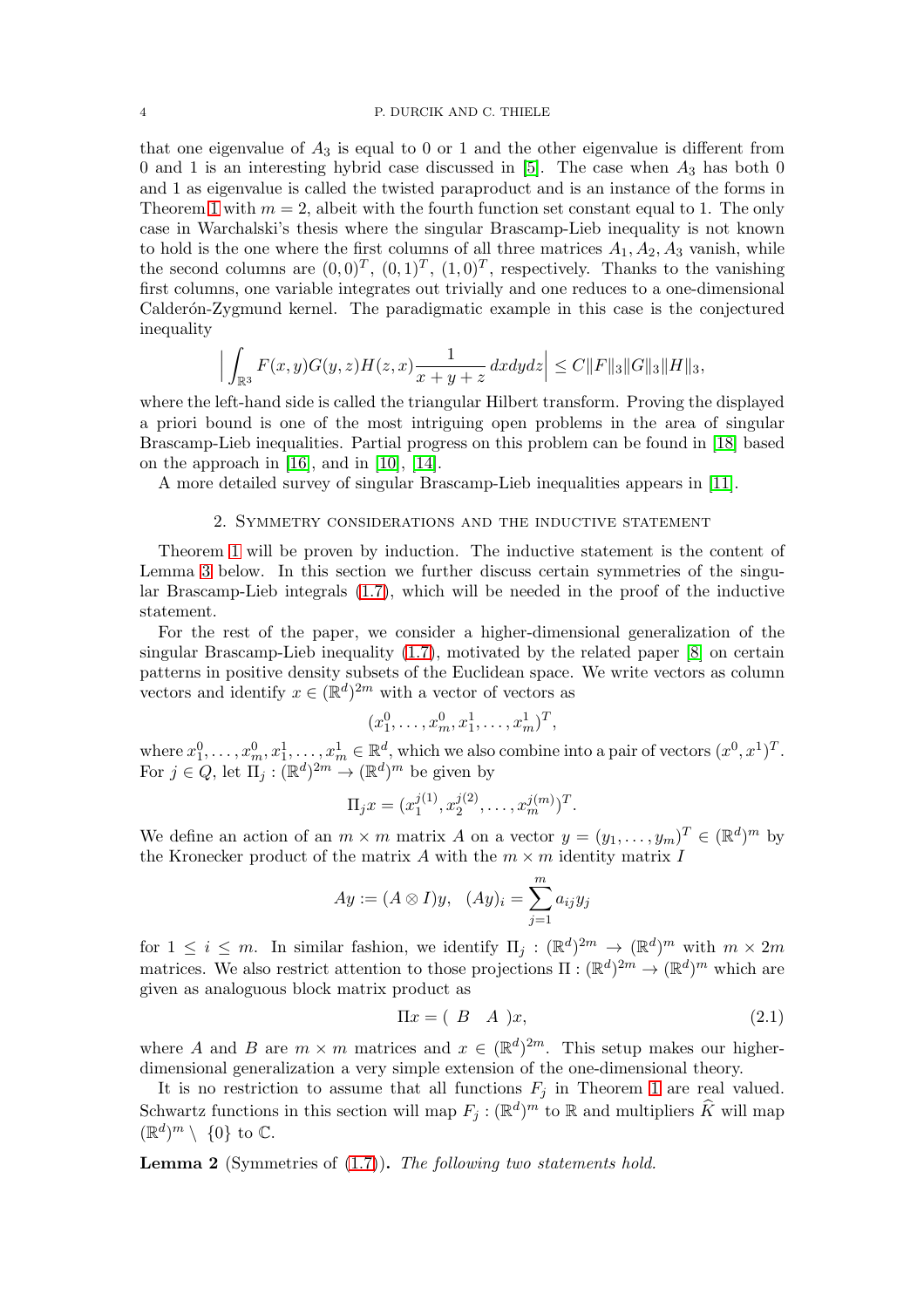that one eigenvalue of $A_3$ is equal to 0 or 1 and the other eigenvalue is different from 0 and 1 is an interesting hybrid case discussed in [5]. The case when $A_3$ has both 0 and 1 as eigenvalue is called the twisted paraproduct and is an instance of the forms in Theorem 1 with $m = 2$, albeit with the fourth function set constant equal to 1. The only case in Warchalski's thesis where the singular Brascamp-Lieb inequality is not known to hold is the one where the first columns of all three matrices $A_1, A_2, A_3$ vanish, while the second columns are $(0, 0)^T$, $(0, 1)^T$, $(1, 0)^T$, respectively. Thanks to the vanishing first columns, one variable integrates out trivially and one reduces to a one-dimensional Calderón-Zygmund kernel. The paradigmatic example in this case is the conjectured inequality

$$\Big| \int_{\mathbb{R}^3} F(x, y)G(y, z)H(z, x)\frac{1}{x + y + z}\, dxdydz \Big| \leq C\|F\|_3\|G\|_3\|H\|_3,$$

where the left-hand side is called the triangular Hilbert transform. Proving the displayed a priori bound is one of the most intriguing open problems in the area of singular Brascamp-Lieb inequalities. Partial progress on this problem can be found in [18] based on the approach in [16], and in [10], [14].

A more detailed survey of singular Brascamp-Lieb inequalities appears in [11].

## 2. Symmetry considerations and the inductive statement

Theorem 1 will be proven by induction. The inductive statement is the content of Lemma 3 below. In this section we further discuss certain symmetries of the singular Brascamp-Lieb integrals (1.7), which will be needed in the proof of the inductive statement.

For the rest of the paper, we consider a higher-dimensional generalization of the singular Brascamp-Lieb inequality (1.7), motivated by the related paper [8] on certain patterns in positive density subsets of the Euclidean space. We write vectors as column vectors and identify $x \in (\mathbb{R}^d)^{2m}$ with a vector of vectors as

$$(x_1^0, \ldots, x_m^0, x_1^1, \ldots, x_m^1)^T,$$

where $x_1^0, \ldots, x_m^0, x_1^1, \ldots, x_m^1 \in \mathbb{R}^d$, which we also combine into a pair of vectors $(x^0, x^1)^T$. For $j \in Q$, let $\Pi_j : (\mathbb{R}^d)^{2m} \to (\mathbb{R}^d)^m$ be given by

$$\Pi_j x = (x_1^{j(1)}, x_2^{j(2)}, \ldots, x_m^{j(m)})^T.$$

We define an action of an $m \times m$ matrix $A$ on a vector $y = (y_1, \ldots, y_m)^T \in (\mathbb{R}^d)^m$ by the Kronecker product of the matrix $A$ with the $m \times m$ identity matrix $I$

$$Ay := (A \otimes I)y, \quad (Ay)_i = \sum_{j=1}^m a_{ij} y_j$$

for $1 \leq i \leq m$. In similar fashion, we identify $\Pi_j : (\mathbb{R}^d)^{2m} \to (\mathbb{R}^d)^m$ with $m \times 2m$ matrices. We also restrict attention to those projections $\Pi : (\mathbb{R}^d)^{2m} \to (\mathbb{R}^d)^m$ which are given as analoguous block matrix product as

$$\Pi x = (\ B \quad A\ )x, \tag{2.1}$$

where $A$ and $B$ are $m \times m$ matrices and $x \in (\mathbb{R}^d)^{2m}$. This setup makes our higher-dimensional generalization a very simple extension of the one-dimensional theory.

It is no restriction to assume that all functions $F_j$ in Theorem 1 are real valued. Schwartz functions in this section will map $F_j : (\mathbb{R}^d)^m$ to $\mathbb{R}$ and multipliers $\widehat{K}$ will map $(\mathbb{R}^d)^m \setminus \{0\}$ to $\mathbb{C}$.

**Lemma 2** (Symmetries of (1.7))**.** *The following two statements hold.*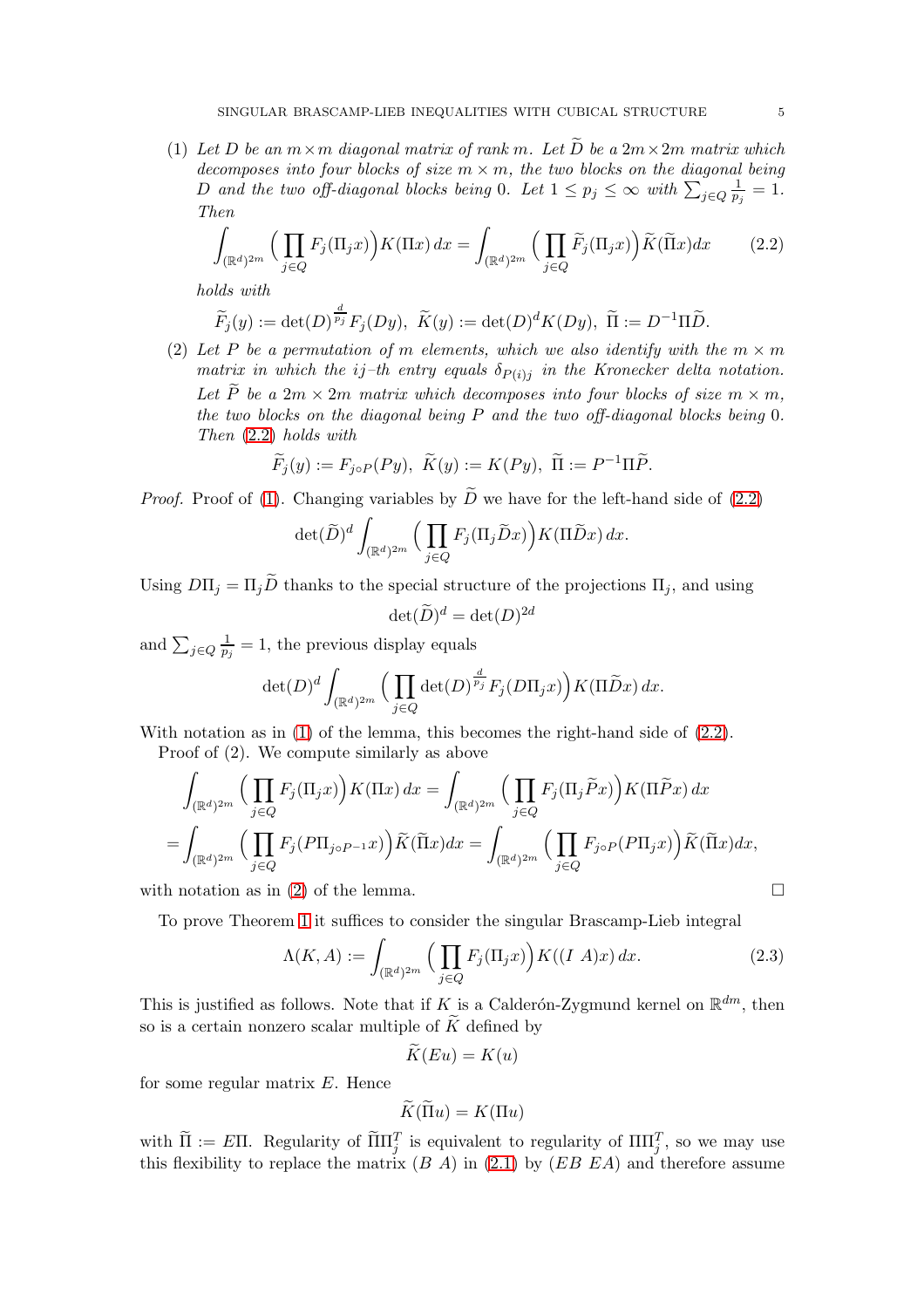(1) *Let $D$ be an $m\times m$ diagonal matrix of rank $m$. Let $\widetilde{D}$ be a $2m\times 2m$ matrix which decomposes into four blocks of size $m\times m$, the two blocks on the diagonal being $D$ and the two off-diagonal blocks being $0$. Let $1\le p_j\le\infty$ with $\sum_{j\in Q}\frac{1}{p_j}=1$. Then*

$$\int_{(\mathbb{R}^d)^{2m}}\Big(\prod_{j\in Q}F_j(\Pi_j x)\Big)K(\Pi x)\,dx=\int_{(\mathbb{R}^d)^{2m}}\Big(\prod_{j\in Q}\widetilde{F}_j(\Pi_j x)\Big)\widetilde{K}(\widetilde{\Pi}x)dx \tag{2.2}$$

*holds with*

$$\widetilde{F}_j(y):=\det(D)^{\frac{d}{p_j}}F_j(Dy),\ \ \widetilde{K}(y):=\det(D)^dK(Dy),\ \ \widetilde{\Pi}:=D^{-1}\Pi\widetilde{D}.$$

(2) *Let $P$ be a permutation of $m$ elements, which we also identify with the $m\times m$ matrix in which the $ij$–th entry equals $\delta_{P(i)j}$ in the Kronecker delta notation. Let $\widetilde{P}$ be a $2m\times 2m$ matrix which decomposes into four blocks of size $m\times m$, the two blocks on the diagonal being $P$ and the two off-diagonal blocks being $0$. Then (2.2) holds with*

$$\widetilde{F}_j(y):=F_{j\circ P}(Py),\ \ \widetilde{K}(y):=K(Py),\ \ \widetilde{\Pi}:=P^{-1}\Pi\widetilde{P}.$$

*Proof.* Proof of (1). Changing variables by $\widetilde{D}$ we have for the left-hand side of (2.2)

$$\det(\widetilde{D})^d\int_{(\mathbb{R}^d)^{2m}}\Big(\prod_{j\in Q}F_j(\Pi_j\widetilde{D}x)\Big)K(\Pi\widetilde{D}x)\,dx.$$

Using $D\Pi_j=\Pi_j\widetilde{D}$ thanks to the special structure of the projections $\Pi_j$, and using

$$\det(\widetilde{D})^d=\det(D)^{2d}$$

and $\sum_{j\in Q}\frac{1}{p_j}=1$, the previous display equals

$$\det(D)^d\int_{(\mathbb{R}^d)^{2m}}\Big(\prod_{j\in Q}\det(D)^{\frac{d}{p_j}}F_j(D\Pi_j x)\Big)K(\Pi\widetilde{D}x)\,dx.$$

With notation as in (1) of the lemma, this becomes the right-hand side of (2.2).

Proof of (2). We compute similarly as above

$$\begin{aligned}\int_{(\mathbb{R}^d)^{2m}}\Big(\prod_{j\in Q}F_j(\Pi_j x)\Big)K(\Pi x)\,dx&=\int_{(\mathbb{R}^d)^{2m}}\Big(\prod_{j\in Q}F_j(\Pi_j\widetilde{P}x)\Big)K(\Pi\widetilde{P}x)\,dx\\ =\int_{(\mathbb{R}^d)^{2m}}\Big(\prod_{j\in Q}F_j(P\Pi_{j\circ P^{-1}}x)\Big)\widetilde{K}(\widetilde{\Pi}x)dx&=\int_{(\mathbb{R}^d)^{2m}}\Big(\prod_{j\in Q}F_{j\circ P}(P\Pi_j x)\Big)\widetilde{K}(\widetilde{\Pi}x)dx,\end{aligned}$$

with notation as in (2) of the lemma. $\square$

To prove Theorem 1 it suffices to consider the singular Brascamp-Lieb integral

$$\Lambda(K,A):=\int_{(\mathbb{R}^d)^{2m}}\Big(\prod_{j\in Q}F_j(\Pi_j x)\Big)K((I\ A)x)\,dx. \tag{2.3}$$

This is justified as follows. Note that if $K$ is a Calderón-Zygmund kernel on $\mathbb{R}^{dm}$, then so is a certain nonzero scalar multiple of $\widetilde{K}$ defined by

$$\widetilde{K}(Eu)=K(u)$$

for some regular matrix $E$. Hence

$$\widetilde{K}(\widetilde{\Pi}u)=K(\Pi u)$$

with $\widetilde{\Pi}:=E\Pi$. Regularity of $\widetilde{\Pi}\Pi_j^T$ is equivalent to regularity of $\Pi\Pi_j^T$, so we may use this flexibility to replace the matrix $(B\ A)$ in (2.1) by $(EB\ EA)$ and therefore assume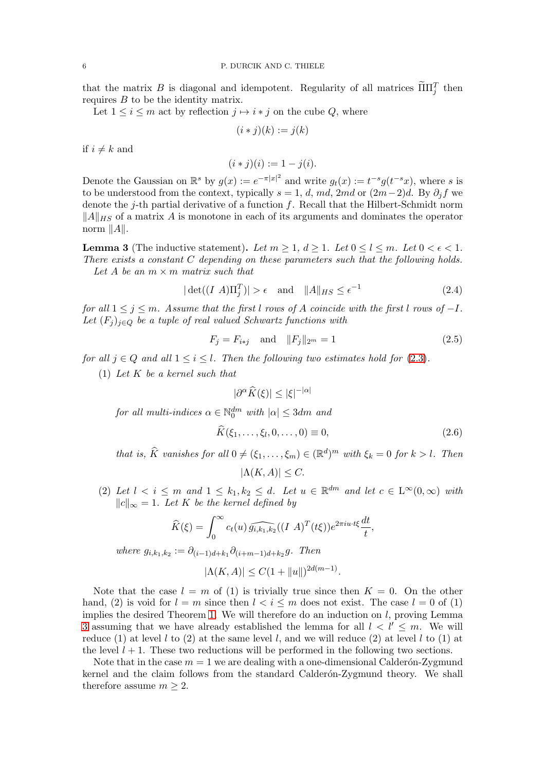that the matrix $B$ is diagonal and idempotent. Regularity of all matrices $\widetilde{\Pi}\Pi_j^T$ then requires $B$ to be the identity matrix.

Let $1 \le i \le m$ act by reflection $j \mapsto i * j$ on the cube $Q$, where

$$(i * j)(k) := j(k)$$

if $i \neq k$ and

$$(i * j)(i) := 1 - j(i).$$

Denote the Gaussian on $\mathbb{R}^s$ by $g(x) := e^{-\pi |x|^2}$ and write $g_t(x) := t^{-s} g(t^{-s} x)$, where $s$ is to be understood from the context, typically $s = 1$, $d$, $md$, $2md$ or $(2m-2)d$. By $\partial_j f$ we denote the $j$-th partial derivative of a function $f$. Recall that the Hilbert-Schmidt norm $\|A\|_{HS}$ of a matrix $A$ is monotone in each of its arguments and dominates the operator norm $\|A\|$.

**Lemma 3** (The inductive statement)**.** *Let $m \ge 1$, $d \ge 1$. Let $0 \le l \le m$. Let $0 < \epsilon < 1$. There exists a constant $C$ depending on these parameters such that the following holds.*

*Let $A$ be an $m \times m$ matrix such that*

$$|\det((I \ A)\Pi_j^T)| > \epsilon \quad \text{and} \quad \|A\|_{HS} \le \epsilon^{-1} \tag{2.4}$$

*for all $1 \le j \le m$. Assume that the first $l$ rows of $A$ coincide with the first $l$ rows of $-I$. Let $(F_j)_{j \in Q}$ be a tuple of real valued Schwartz functions with*

$$F_j = F_{i*j} \quad \text{and} \quad \|F_j\|_{2^m} = 1 \tag{2.5}$$

*for all $j \in Q$ and all $1 \le i \le l$. Then the following two estimates hold for (2.3).*

(1) *Let $K$ be a kernel such that*

$$|\partial^\alpha \widehat{K}(\xi)| \le |\xi|^{-|\alpha|}$$

*for all multi-indices $\alpha \in \mathbb{N}_0^{dm}$ with $|\alpha| \le 3dm$ and*

$$\widehat{K}(\xi_1, \dots, \xi_l, 0, \dots, 0) \equiv 0, \tag{2.6}$$

*that is, $\widehat{K}$ vanishes for all $0 \neq (\xi_1, \dots, \xi_m) \in (\mathbb{R}^d)^m$ with $\xi_k = 0$ for $k > l$. Then*

$$|\Lambda(K, A)| \le C.$$

(2) *Let $l < i \le m$ and $1 \le k_1, k_2 \le d$. Let $u \in \mathbb{R}^{dm}$ and let $c \in \mathrm{L}^\infty(0, \infty)$ with $\|c\|_\infty = 1$. Let $K$ be the kernel defined by*

$$\widehat{K}(\xi) = \int_0^\infty c_t(u)\, \widehat{g_{i,k_1,k_2}}((I \ A)^T (t\xi)) e^{2\pi i u \cdot t\xi} \frac{dt}{t},$$

*where $g_{i,k_1,k_2} := \partial_{(i-1)d + k_1} \partial_{(i+m-1)d + k_2} g$. Then*

$$|\Lambda(K, A)| \le C(1 + \|u\|)^{2d(m-1)}.$$

Note that the case $l = m$ of (1) is trivially true since then $K = 0$. On the other hand, (2) is void for $l = m$ since then $l < i \le m$ does not exist. The case $l = 0$ of (1) implies the desired Theorem 1. We will therefore do an induction on $l$, proving Lemma 3 assuming that we have already established the lemma for all $l < l' \le m$. We will reduce (1) at level $l$ to (2) at the same level $l$, and we will reduce (2) at level $l$ to (1) at the level $l + 1$. These two reductions will be performed in the following two sections.

Note that in the case $m = 1$ we are dealing with a one-dimensional Calderón-Zygmund kernel and the claim follows from the standard Calderón-Zygmund theory. We shall therefore assume $m \ge 2$.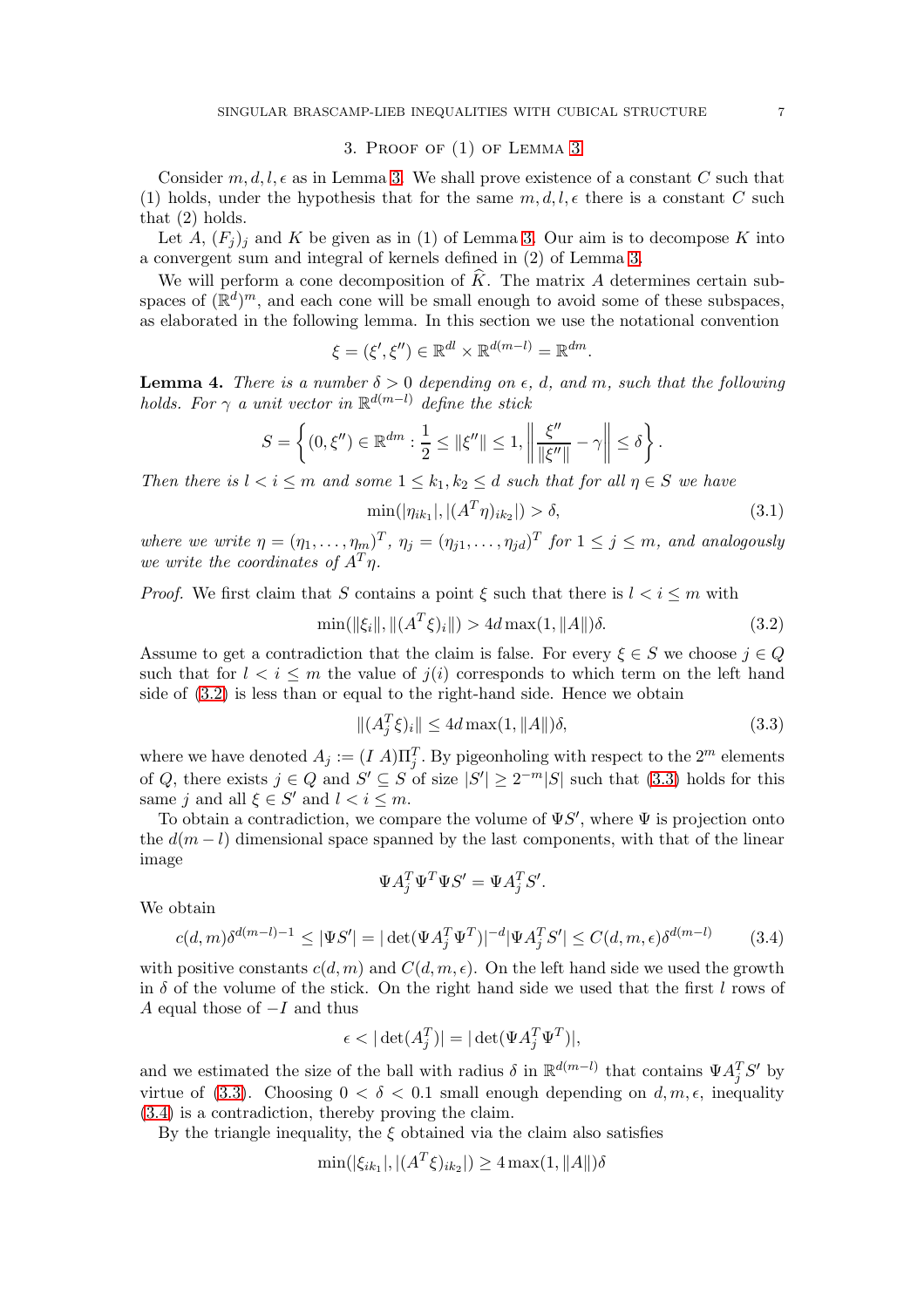## 3. Proof of (1) of Lemma 3

Consider $m, d, l, \epsilon$ as in Lemma 3. We shall prove existence of a constant $C$ such that (1) holds, under the hypothesis that for the same $m, d, l, \epsilon$ there is a constant $C$ such that (2) holds.

Let $A$, $(F_j)_j$ and $K$ be given as in (1) of Lemma 3. Our aim is to decompose $K$ into a convergent sum and integral of kernels defined in (2) of Lemma 3.

We will perform a cone decomposition of $\widehat{K}$. The matrix $A$ determines certain subspaces of $(\mathbb{R}^d)^m$, and each cone will be small enough to avoid some of these subspaces, as elaborated in the following lemma. In this section we use the notational convention

$$\xi = (\xi', \xi'') \in \mathbb{R}^{dl} \times \mathbb{R}^{d(m-l)} = \mathbb{R}^{dm}.$$

**Lemma 4.** *There is a number $\delta > 0$ depending on $\epsilon$, $d$, and $m$, such that the following holds. For $\gamma$ a unit vector in $\mathbb{R}^{d(m-l)}$ define the stick*

$$S = \left\{ (0, \xi'') \in \mathbb{R}^{dm} : \frac{1}{2} \leq \|\xi''\| \leq 1, \left\| \frac{\xi''}{\|\xi''\|} - \gamma \right\| \leq \delta \right\}.$$

*Then there is $l < i \leq m$ and some $1 \leq k_1, k_2 \leq d$ such that for all $\eta \in S$ we have*

$$\min(|\eta_{ik_1}|, |(A^T\eta)_{ik_2}|) > \delta, \tag{3.1}$$

*where we write $\eta = (\eta_1, \ldots, \eta_m)^T$, $\eta_j = (\eta_{j1}, \ldots, \eta_{jd})^T$ for $1 \leq j \leq m$, and analogously we write the coordinates of $A^T\eta$.*

*Proof.* We first claim that $S$ contains a point $\xi$ such that there is $l < i \leq m$ with

$$\min(\|\xi_i\|, \|(A^T\xi)_i\|) > 4d\max(1, \|A\|)\delta. \tag{3.2}$$

Assume to get a contradiction that the claim is false. For every $\xi \in S$ we choose $j \in Q$ such that for $l < i \leq m$ the value of $j(i)$ corresponds to which term on the left hand side of (3.2) is less than or equal to the right-hand side. Hence we obtain

$$\|(A_j^T\xi)_i\| \leq 4d\max(1, \|A\|)\delta, \tag{3.3}$$

where we have denoted $A_j := (I\ A)\Pi_j^T$. By pigeonholing with respect to the $2^m$ elements of $Q$, there exists $j \in Q$ and $S' \subseteq S$ of size $|S'| \geq 2^{-m}|S|$ such that (3.3) holds for this same $j$ and all $\xi \in S'$ and $l < i \leq m$.

To obtain a contradiction, we compare the volume of $\Psi S'$, where $\Psi$ is projection onto the $d(m-l)$ dimensional space spanned by the last components, with that of the linear image

$$\Psi A_j^T \Psi^T \Psi S' = \Psi A_j^T S'.$$

We obtain

$$c(d,m)\delta^{d(m-l)-1} \leq |\Psi S'| = |\det(\Psi A_j^T \Psi^T)|^{-d} |\Psi A_j^T S'| \leq C(d,m,\epsilon)\delta^{d(m-l)} \tag{3.4}$$

with positive constants $c(d,m)$ and $C(d,m,\epsilon)$. On the left hand side we used the growth in $\delta$ of the volume of the stick. On the right hand side we used that the first $l$ rows of $A$ equal those of $-I$ and thus

$$\epsilon < |\det(A_j^T)| = |\det(\Psi A_j^T \Psi^T)|,$$

and we estimated the size of the ball with radius $\delta$ in $\mathbb{R}^{d(m-l)}$ that contains $\Psi A_j^T S'$ by virtue of (3.3). Choosing $0 < \delta < 0.1$ small enough depending on $d, m, \epsilon$, inequality (3.4) is a contradiction, thereby proving the claim.

By the triangle inequality, the $\xi$ obtained via the claim also satisfies

$$\min(|\xi_{ik_1}|, |(A^T\xi)_{ik_2}|) \geq 4\max(1, \|A\|)\delta$$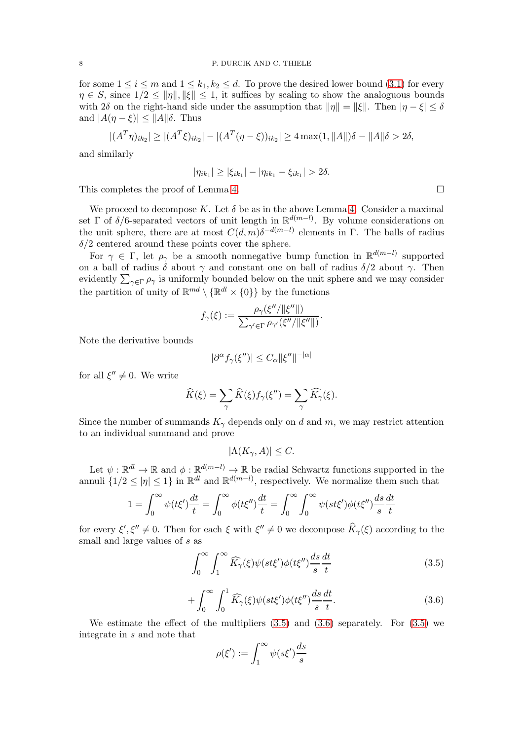for some $1 \leq i \leq m$ and $1 \leq k_1, k_2 \leq d$. To prove the desired lower bound (3.1) for every $\eta \in S$, since $1/2 \leq \|\eta\|, \|\xi\| \leq 1$, it suffices by scaling to show the analoguous bounds with $2\delta$ on the right-hand side under the assumption that $\|\eta\| = \|\xi\|$. Then $|\eta - \xi| \leq \delta$ and $|A(\eta - \xi)| \leq \|A\|\delta$. Thus

$$|(A^T\eta)_{ik_2}| \geq |(A^T\xi)_{ik_2}| - |(A^T(\eta - \xi))_{ik_2}| \geq 4\max(1, \|A\|)\delta - \|A\|\delta > 2\delta,$$

and similarly

$$|\eta_{ik_1}| \geq |\xi_{ik_1}| - |\eta_{ik_1} - \xi_{ik_1}| > 2\delta.$$

This completes the proof of Lemma 4. □

We proceed to decompose $K$. Let $\delta$ be as in the above Lemma 4. Consider a maximal set $\Gamma$ of $\delta/6$-separated vectors of unit length in $\mathbb{R}^{d(m-l)}$. By volume considerations on the unit sphere, there are at most $C(d,m)\delta^{-d(m-l)}$ elements in $\Gamma$. The balls of radius $\delta/2$ centered around these points cover the sphere.

For $\gamma \in \Gamma$, let $\rho_\gamma$ be a smooth nonnegative bump function in $\mathbb{R}^{d(m-l)}$ supported on a ball of radius $\delta$ about $\gamma$ and constant one on ball of radius $\delta/2$ about $\gamma$. Then evidently $\sum_{\gamma\in\Gamma} \rho_\gamma$ is uniformly bounded below on the unit sphere and we may consider the partition of unity of $\mathbb{R}^{md} \setminus \{\mathbb{R}^{dl} \times \{0\}\}$ by the functions

$$f_\gamma(\xi) := \frac{\rho_\gamma(\xi''/\|\xi''\|)}{\sum_{\gamma'\in\Gamma} \rho_{\gamma'}(\xi''/\|\xi''\|)}.$$

Note the derivative bounds

$$|\partial^\alpha f_\gamma(\xi'')| \leq C_\alpha \|\xi''\|^{-|\alpha|}$$

for all $\xi'' \neq 0$. We write

$$\widehat{K}(\xi) = \sum_\gamma \widehat{K}(\xi) f_\gamma(\xi'') = \sum_\gamma \widehat{K_\gamma}(\xi).$$

Since the number of summands $K_\gamma$ depends only on $d$ and $m$, we may restrict attention to an individual summand and prove

$$|\Lambda(K_\gamma, A)| \leq C.$$

Let $\psi : \mathbb{R}^{dl} \to \mathbb{R}$ and $\phi : \mathbb{R}^{d(m-l)} \to \mathbb{R}$ be radial Schwartz functions supported in the annuli $\{1/2 \leq |\eta| \leq 1\}$ in $\mathbb{R}^{dl}$ and $\mathbb{R}^{d(m-l)}$, respectively. We normalize them such that

$$1 = \int_0^\infty \psi(t\xi')\frac{dt}{t} = \int_0^\infty \phi(t\xi'')\frac{dt}{t} = \int_0^\infty \int_0^\infty \psi(st\xi')\phi(t\xi'')\frac{ds}{s}\frac{dt}{t}$$

for every $\xi', \xi'' \neq 0$. Then for each $\xi$ with $\xi'' \neq 0$ we decompose $\widehat{K}_\gamma(\xi)$ according to the small and large values of $s$ as

$$\int_0^\infty \int_1^\infty \widehat{K_\gamma}(\xi)\psi(st\xi')\phi(t\xi'')\frac{ds}{s}\frac{dt}{t} \tag{3.5}$$

$$+ \int_0^\infty \int_0^1 \widehat{K_\gamma}(\xi)\psi(st\xi')\phi(t\xi'')\frac{ds}{s}\frac{dt}{t}. \tag{3.6}$$

We estimate the effect of the multipliers (3.5) and (3.6) separately. For (3.5) we integrate in $s$ and note that

$$\rho(\xi') := \int_1^\infty \psi(s\xi')\frac{ds}{s}$$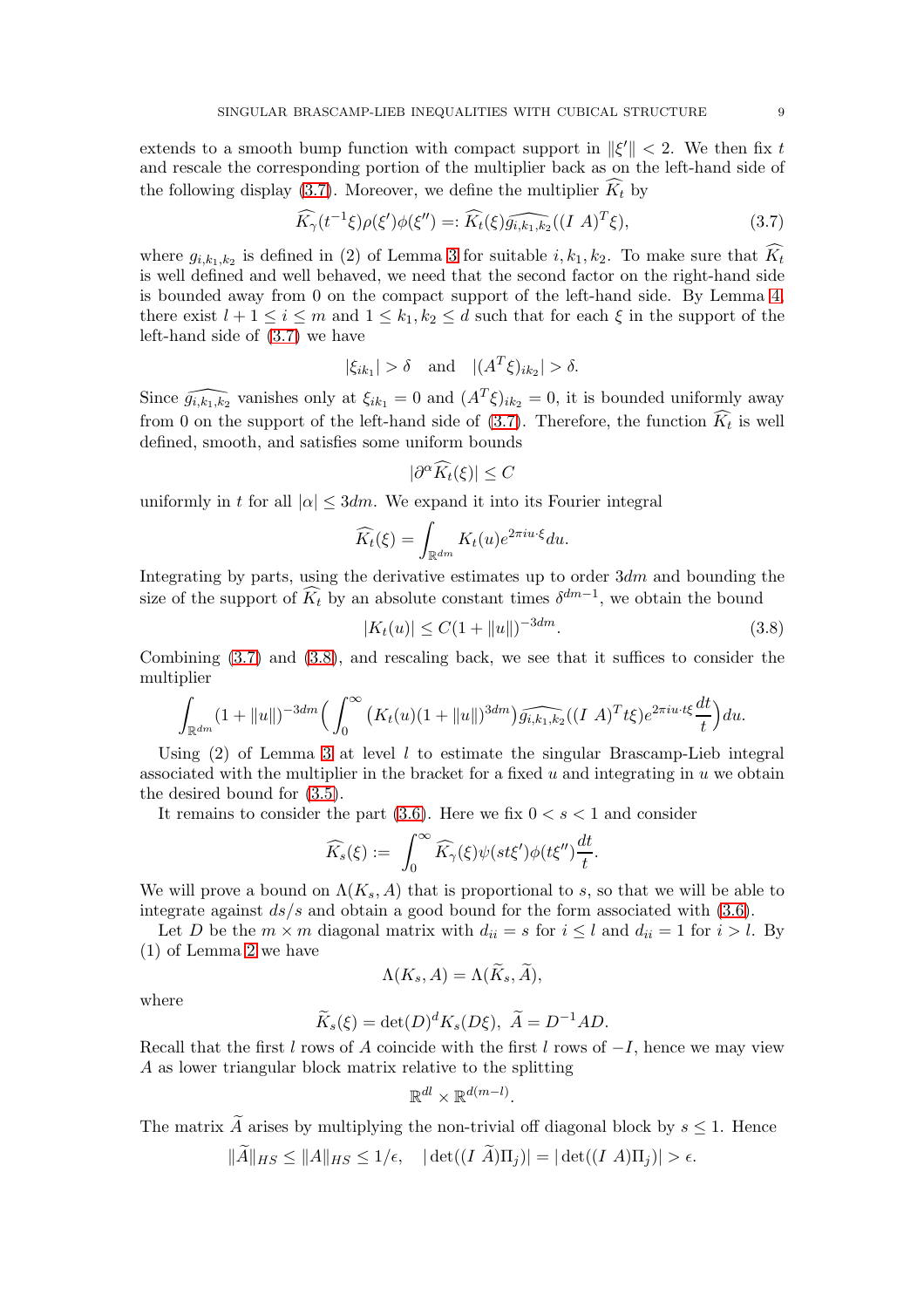extends to a smooth bump function with compact support in $\|\xi'\| < 2$. We then fix $t$ and rescale the corresponding portion of the multiplier back as on the left-hand side of the following display (3.7). Moreover, we define the multiplier $\widehat{K_t}$ by

$$\widehat{K_\gamma}(t^{-1}\xi)\rho(\xi')\phi(\xi'') =: \widehat{K_t}(\xi)\widehat{g_{i,k_1,k_2}}((I\ A)^T\xi), \tag{3.7}$$

where $g_{i,k_1,k_2}$ is defined in (2) of Lemma 3 for suitable $i, k_1, k_2$. To make sure that $\widehat{K_t}$ is well defined and well behaved, we need that the second factor on the right-hand side is bounded away from 0 on the compact support of the left-hand side. By Lemma 4, there exist $l+1 \le i \le m$ and $1 \le k_1, k_2 \le d$ such that for each $\xi$ in the support of the left-hand side of (3.7) we have

$$|\xi_{ik_1}| > \delta \quad \text{and} \quad |(A^T\xi)_{ik_2}| > \delta.$$

Since $\widehat{g_{i,k_1,k_2}}$ vanishes only at $\xi_{ik_1} = 0$ and $(A^T\xi)_{ik_2} = 0$, it is bounded uniformly away from 0 on the support of the left-hand side of (3.7). Therefore, the function $\widehat{K_t}$ is well defined, smooth, and satisfies some uniform bounds

$$|\partial^\alpha \widehat{K_t}(\xi)| \le C$$

uniformly in $t$ for all $|\alpha| \le 3dm$. We expand it into its Fourier integral

$$\widehat{K_t}(\xi) = \int_{\mathbb{R}^{dm}} K_t(u) e^{2\pi i u\cdot\xi} du.$$

Integrating by parts, using the derivative estimates up to order $3dm$ and bounding the size of the support of $\widehat{K_t}$ by an absolute constant times $\delta^{dm-1}$, we obtain the bound

$$|K_t(u)| \le C(1+\|u\|)^{-3dm}. \tag{3.8}$$

Combining (3.7) and (3.8), and rescaling back, we see that it suffices to consider the multiplier

$$\int_{\mathbb{R}^{dm}} (1+\|u\|)^{-3dm}\Big(\int_0^\infty \big(K_t(u)(1+\|u\|)^{3dm}\big)\widehat{g_{i,k_1,k_2}}((I\ A)^T t\xi) e^{2\pi i u\cdot t\xi}\frac{dt}{t}\Big) du.$$

Using (2) of Lemma 3 at level $l$ to estimate the singular Brascamp-Lieb integral associated with the multiplier in the bracket for a fixed $u$ and integrating in $u$ we obtain the desired bound for (3.5).

It remains to consider the part (3.6). Here we fix $0 < s < 1$ and consider

$$\widehat{K_s}(\xi) := \int_0^\infty \widehat{K_\gamma}(\xi)\psi(st\xi')\phi(t\xi'')\frac{dt}{t}.$$

We will prove a bound on $\Lambda(K_s, A)$ that is proportional to $s$, so that we will be able to integrate against $ds/s$ and obtain a good bound for the form associated with (3.6).

Let $D$ be the $m\times m$ diagonal matrix with $d_{ii} = s$ for $i \le l$ and $d_{ii} = 1$ for $i > l$. By (1) of Lemma 2 we have

$$\Lambda(K_s, A) = \Lambda(\widetilde{K}_s, \widetilde{A}),$$

where

$$\widetilde{K}_s(\xi) = \det(D)^d K_s(D\xi),\ \widetilde{A} = D^{-1}AD.$$

Recall that the first $l$ rows of $A$ coincide with the first $l$ rows of $-I$, hence we may view $A$ as lower triangular block matrix relative to the splitting

$$\mathbb{R}^{dl} \times \mathbb{R}^{d(m-l)}.$$

The matrix $\widetilde{A}$ arises by multiplying the non-trivial off diagonal block by $s \le 1$. Hence

$$\|\widetilde{A}\|_{HS} \le \|A\|_{HS} \le 1/\epsilon, \quad |\det((I\ \widetilde{A})\Pi_j)| = |\det((I\ A)\Pi_j)| > \epsilon.$$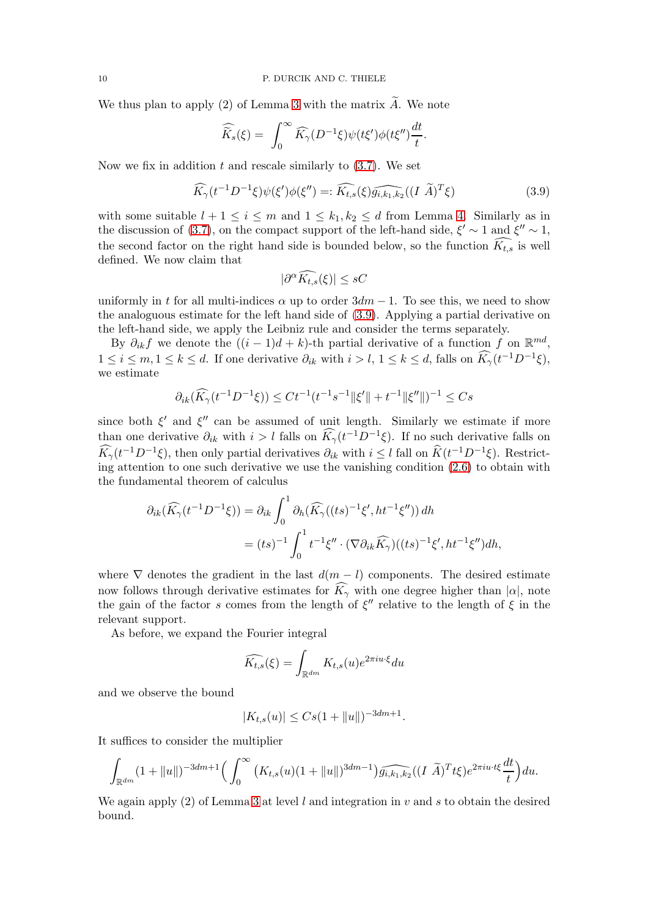We thus plan to apply (2) of Lemma 3 with the matrix $\widetilde{A}$. We note

$$\widehat{\widetilde{K}_s}(\xi) = \int_0^\infty \widehat{K_\gamma}(D^{-1}\xi)\psi(t\xi')\phi(t\xi'')\frac{dt}{t}.$$

Now we fix in addition $t$ and rescale similarly to (3.7). We set

$$\widehat{K_\gamma}(t^{-1}D^{-1}\xi)\psi(\xi')\phi(\xi'') =: \widehat{K_{t,s}}(\xi)\widehat{g_{i,k_1,k_2}}((I\ \widetilde{A})^T\xi) \tag{3.9}$$

with some suitable $l+1 \le i \le m$ and $1 \le k_1, k_2 \le d$ from Lemma 4. Similarly as in the discussion of (3.7), on the compact support of the left-hand side, $\xi' \sim 1$ and $\xi'' \sim 1$, the second factor on the right hand side is bounded below, so the function $\widehat{K_{t,s}}$ is well defined. We now claim that

$$|\partial^\alpha \widehat{K_{t,s}}(\xi)| \le sC$$

uniformly in $t$ for all multi-indices $\alpha$ up to order $3dm-1$. To see this, we need to show the analoguous estimate for the left hand side of (3.9). Applying a partial derivative on the left-hand side, we apply the Leibniz rule and consider the terms separately.

By $\partial_{ik} f$ we denote the $((i-1)d+k)$-th partial derivative of a function $f$ on $\mathbb{R}^{md}$, $1 \le i \le m, 1 \le k \le d$. If one derivative $\partial_{ik}$ with $i > l$, $1 \le k \le d$, falls on $\widehat{K_\gamma}(t^{-1}D^{-1}\xi)$, we estimate

$$\partial_{ik}(\widehat{K_\gamma}(t^{-1}D^{-1}\xi)) \le Ct^{-1}(t^{-1}s^{-1}\|\xi'\| + t^{-1}\|\xi''\|)^{-1} \le Cs$$

since both $\xi'$ and $\xi''$ can be assumed of unit length. Similarly we estimate if more than one derivative $\partial_{ik}$ with $i > l$ falls on $\widehat{K_\gamma}(t^{-1}D^{-1}\xi)$. If no such derivative falls on $\widehat{K_\gamma}(t^{-1}D^{-1}\xi)$, then only partial derivatives $\partial_{ik}$ with $i \le l$ fall on $\widehat{K}(t^{-1}D^{-1}\xi)$. Restricting attention to one such derivative we use the vanishing condition (2.6) to obtain with the fundamental theorem of calculus

$$\begin{aligned}
\partial_{ik}(\widehat{K_\gamma}(t^{-1}D^{-1}\xi)) &= \partial_{ik} \int_0^1 \partial_h(\widehat{K_\gamma}((ts)^{-1}\xi', ht^{-1}\xi''))\, dh \\
&= (ts)^{-1} \int_0^1 t^{-1}\xi'' \cdot (\nabla \partial_{ik}\widehat{K_\gamma})((ts)^{-1}\xi', ht^{-1}\xi'')dh,
\end{aligned}$$

where $\nabla$ denotes the gradient in the last $d(m-l)$ components. The desired estimate now follows through derivative estimates for $\widehat{K_\gamma}$ with one degree higher than $|\alpha|$, note the gain of the factor $s$ comes from the length of $\xi''$ relative to the length of $\xi$ in the relevant support.

As before, we expand the Fourier integral

$$\widehat{K_{t,s}}(\xi) = \int_{\mathbb{R}^{dm}} K_{t,s}(u)e^{2\pi i u\cdot\xi}du$$

and we observe the bound

$$|K_{t,s}(u)| \le Cs(1+\|u\|)^{-3dm+1}.$$

It suffices to consider the multiplier

$$\int_{\mathbb{R}^{dm}} (1+\|u\|)^{-3dm+1}\Big(\int_0^\infty \big(K_{t,s}(u)(1+\|u\|)^{3dm-1}\big)\widehat{g_{i,k_1,k_2}}((I\ \widetilde{A})^T t\xi)e^{2\pi i u\cdot t\xi}\frac{dt}{t}\Big)du.$$

We again apply (2) of Lemma 3 at level $l$ and integration in $v$ and $s$ to obtain the desired bound.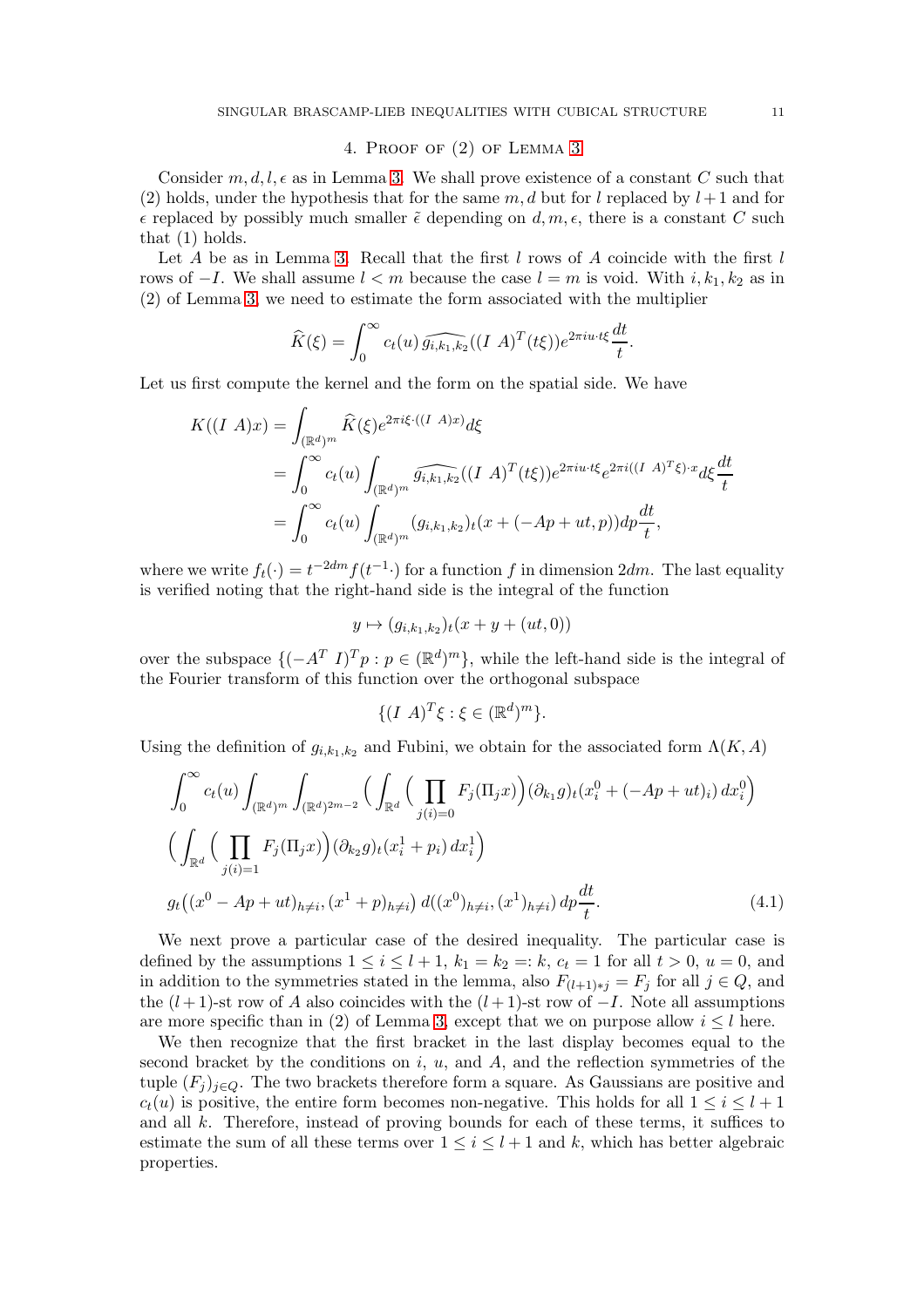## 4. Proof of (2) of Lemma 3

Consider $m, d, l, \epsilon$ as in Lemma 3. We shall prove existence of a constant $C$ such that (2) holds, under the hypothesis that for the same $m, d$ but for $l$ replaced by $l+1$ and for $\epsilon$ replaced by possibly much smaller $\tilde{\epsilon}$ depending on $d, m, \epsilon$, there is a constant $C$ such that (1) holds.

Let $A$ be as in Lemma 3. Recall that the first $l$ rows of $A$ coincide with the first $l$ rows of $-I$. We shall assume $l < m$ because the case $l = m$ is void. With $i, k_1, k_2$ as in (2) of Lemma 3, we need to estimate the form associated with the multiplier

$$\widehat{K}(\xi) = \int_0^\infty c_t(u)\, \widehat{g_{i,k_1,k_2}}((I\ A)^T(t\xi)) e^{2\pi i u\cdot t\xi} \frac{dt}{t}.$$

Let us first compute the kernel and the form on the spatial side. We have

$$\begin{aligned}
K((I\ A)x) &= \int_{(\mathbb{R}^d)^m} \widehat{K}(\xi) e^{2\pi i \xi\cdot((I\ A)x)} d\xi \\
&= \int_0^\infty c_t(u) \int_{(\mathbb{R}^d)^m} \widehat{g_{i,k_1,k_2}}((I\ A)^T(t\xi)) e^{2\pi i u\cdot t\xi} e^{2\pi i ((I\ A)^T\xi)\cdot x} d\xi \frac{dt}{t} \\
&= \int_0^\infty c_t(u) \int_{(\mathbb{R}^d)^m} (g_{i,k_1,k_2})_t(x + (-Ap + ut, p)) dp \frac{dt}{t},
\end{aligned}$$

where we write $f_t(\cdot) = t^{-2dm} f(t^{-1}\cdot)$ for a function $f$ in dimension $2dm$. The last equality is verified noting that the right-hand side is the integral of the function

$$y \mapsto (g_{i,k_1,k_2})_t(x + y + (ut, 0))$$

over the subspace $\{(-A^T\ I)^T p : p \in (\mathbb{R}^d)^m\}$, while the left-hand side is the integral of the Fourier transform of this function over the orthogonal subspace

$$\{(I\ A)^T\xi : \xi \in (\mathbb{R}^d)^m\}.$$

Using the definition of $g_{i,k_1,k_2}$ and Fubini, we obtain for the associated form $\Lambda(K, A)$

$$\begin{aligned}
&\int_0^\infty c_t(u) \int_{(\mathbb{R}^d)^m} \int_{(\mathbb{R}^d)^{2m-2}} \Big( \int_{\mathbb{R}^d} \Big( \prod_{j(i)=0} F_j(\Pi_j x)\Big) (\partial_{k_1} g)_t(x_i^0 + (-Ap + ut)_i)\, dx_i^0 \Big) \\
&\Big( \int_{\mathbb{R}^d} \Big( \prod_{j(i)=1} F_j(\Pi_j x)\Big) (\partial_{k_2} g)_t(x_i^1 + p_i)\, dx_i^1 \Big) \\
&g_t\big((x^0 - Ap + ut)_{h\neq i}, (x^1 + p)_{h\neq i}\big)\, d((x^0)_{h\neq i}, (x^1)_{h\neq i})\, dp \frac{dt}{t}.
\end{aligned} \tag{4.1}$$

We next prove a particular case of the desired inequality. The particular case is defined by the assumptions $1 \le i \le l+1$, $k_1 = k_2 =: k$, $c_t = 1$ for all $t > 0$, $u = 0$, and in addition to the symmetries stated in the lemma, also $F_{(l+1)*j} = F_j$ for all $j \in Q$, and the $(l+1)$-st row of $A$ also coincides with the $(l+1)$-st row of $-I$. Note all assumptions are more specific than in (2) of Lemma 3, except that we on purpose allow $i \le l$ here.

We then recognize that the first bracket in the last display becomes equal to the second bracket by the conditions on $i$, $u$, and $A$, and the reflection symmetries of the tuple $(F_j)_{j\in Q}$. The two brackets therefore form a square. As Gaussians are positive and $c_t(u)$ is positive, the entire form becomes non-negative. This holds for all $1 \le i \le l+1$ and all $k$. Therefore, instead of proving bounds for each of these terms, it suffices to estimate the sum of all these terms over $1 \le i \le l+1$ and $k$, which has better algebraic properties.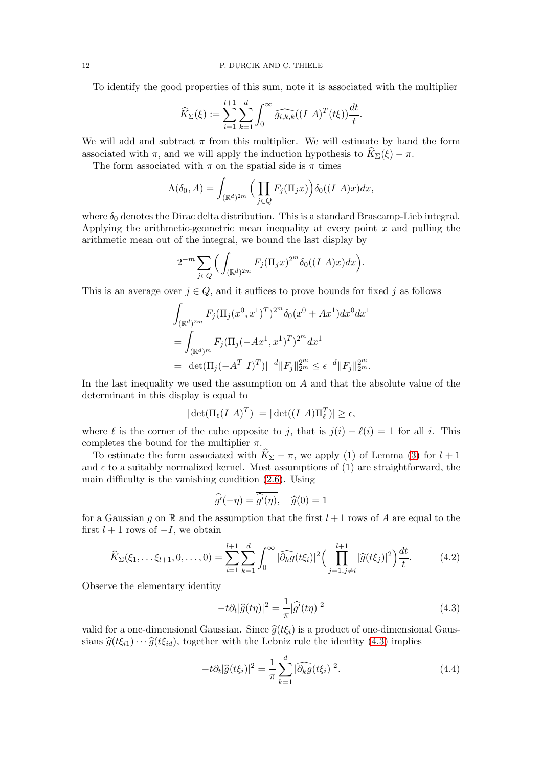To identify the good properties of this sum, note it is associated with the multiplier

$$\widehat{K}_\Sigma(\xi) := \sum_{i=1}^{l+1}\sum_{k=1}^{d}\int_0^\infty \widehat{g_{i,k,k}}((I\ A)^T(t\xi))\frac{dt}{t}.$$

We will add and subtract $\pi$ from this multiplier. We will estimate by hand the form associated with $\pi$, and we will apply the induction hypothesis to $\widehat{K}_\Sigma(\xi) - \pi$.

The form associated with $\pi$ on the spatial side is $\pi$ times

$$\Lambda(\delta_0, A) = \int_{(\mathbb{R}^d)^{2m}} \Big(\prod_{j\in Q} F_j(\Pi_j x)\Big)\delta_0((I\ A)x)dx,$$

where $\delta_0$ denotes the Dirac delta distribution. This is a standard Brascamp-Lieb integral. Applying the arithmetic-geometric mean inequality at every point $x$ and pulling the arithmetic mean out of the integral, we bound the last display by

$$2^{-m}\sum_{j\in Q}\Big(\int_{(\mathbb{R}^d)^{2m}} F_j(\Pi_j x)^{2^m}\delta_0((I\ A)x)dx\Big).$$

This is an average over $j\in Q$, and it suffices to prove bounds for fixed $j$ as follows

$$\begin{aligned}
&\int_{(\mathbb{R}^d)^{2m}} F_j(\Pi_j(x^0,x^1)^T)^{2^m}\delta_0(x^0+Ax^1)dx^0dx^1\\
&=\int_{(\mathbb{R}^d)^{m}} F_j(\Pi_j(-Ax^1,x^1)^T)^{2^m}dx^1\\
&=|\det(\Pi_j(-A^T\ I)^T)|^{-d}\|F_j\|_{2^m}^{2^m}\leq \epsilon^{-d}\|F_j\|_{2^m}^{2^m}.
\end{aligned}$$

In the last inequality we used the assumption on $A$ and that the absolute value of the determinant in this display is equal to

$$|\det(\Pi_\ell(I\ A)^T)| = |\det((I\ A)\Pi_\ell^T)| \geq \epsilon,$$

where $\ell$ is the corner of the cube opposite to $j$, that is $j(i)+\ell(i)=1$ for all $i$. This completes the bound for the multiplier $\pi$.

To estimate the form associated with $\widehat{K}_\Sigma - \pi$, we apply (1) of Lemma (3) for $l+1$ and $\epsilon$ to a suitably normalized kernel. Most assumptions of (1) are straightforward, the main difficulty is the vanishing condition (2.6). Using

$$\widehat{g'}(-\eta) = \overline{\widehat{g'}(\eta)},\quad \widehat{g}(0)=1$$

for a Gaussian $g$ on $\mathbb{R}$ and the assumption that the first $l+1$ rows of $A$ are equal to the first $l+1$ rows of $-I$, we obtain

$$\widehat{K}_\Sigma(\xi_1,\dots\xi_{l+1},0,\dots,0) = \sum_{i=1}^{l+1}\sum_{k=1}^{d}\int_0^\infty |\widehat{\partial_k g}(t\xi_i)|^2\Big(\prod_{j=1,j\neq i}^{l+1}|\widehat{g}(t\xi_j)|^2\Big)\frac{dt}{t}. \tag{4.2}$$

Observe the elementary identity

$$-t\partial_t|\widehat{g}(t\eta)|^2 = \frac{1}{\pi}|\widehat{g'}(t\eta)|^2 \tag{4.3}$$

valid for a one-dimensional Gaussian. Since $\widehat{g}(t\xi_i)$ is a product of one-dimensional Gaussians $\widehat{g}(t\xi_{i1})\cdots\widehat{g}(t\xi_{id})$, together with the Lebniz rule the identity (4.3) implies

$$-t\partial_t|\widehat{g}(t\xi_i)|^2 = \frac{1}{\pi}\sum_{k=1}^{d}|\widehat{\partial_k g}(t\xi_i)|^2. \tag{4.4}$$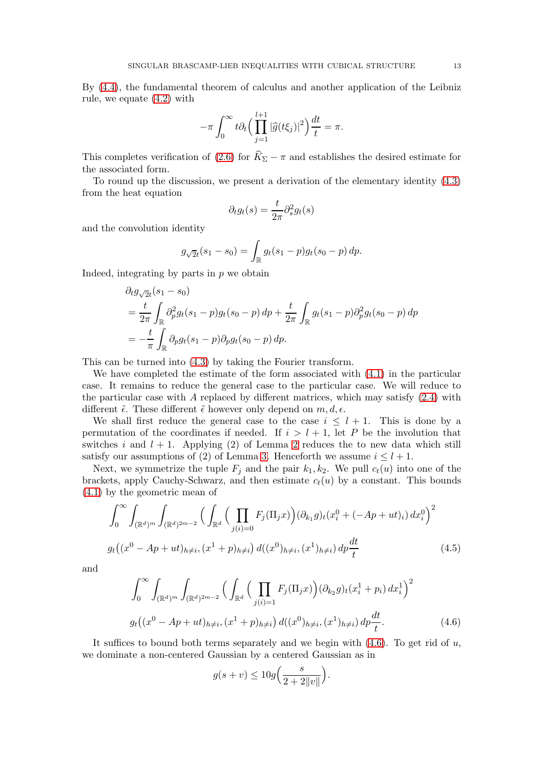By (4.4), the fundamental theorem of calculus and another application of the Leibniz rule, we equate (4.2) with

$$-\pi \int_0^\infty t\partial_t \Big( \prod_{j=1}^{l+1} |\widehat{g}(t\xi_j)|^2 \Big) \frac{dt}{t} = \pi.$$

This completes verification of (2.6) for $\widehat{K}_\Sigma - \pi$ and establishes the desired estimate for the associated form.

To round up the discussion, we present a derivation of the elementary identity (4.3) from the heat equation

$$\partial_t g_t(s) = \frac{t}{2\pi} \partial_s^2 g_t(s)$$

and the convolution identity

$$g_{\sqrt{2}t}(s_1 - s_0) = \int_{\mathbb{R}} g_t(s_1 - p) g_t(s_0 - p)\, dp.$$

Indeed, integrating by parts in $p$ we obtain

$$\begin{aligned}
&\partial_t g_{\sqrt{2}t}(s_1 - s_0) \\
&= \frac{t}{2\pi} \int_{\mathbb{R}} \partial_p^2 g_t(s_1 - p) g_t(s_0 - p)\, dp + \frac{t}{2\pi} \int_{\mathbb{R}} g_t(s_1 - p) \partial_p^2 g_t(s_0 - p)\, dp \\
&= -\frac{t}{\pi} \int_{\mathbb{R}} \partial_p g_t(s_1 - p) \partial_p g_t(s_0 - p)\, dp.
\end{aligned}$$

This can be turned into (4.3) by taking the Fourier transform.

We have completed the estimate of the form associated with (4.1) in the particular case. It remains to reduce the general case to the particular case. We will reduce to the particular case with $A$ replaced by different matrices, which may satisfy (2.4) with different $\tilde{\epsilon}$. These different $\tilde{\epsilon}$ however only depend on $m, d, \epsilon$.

We shall first reduce the general case to the case $i \le l+1$. This is done by a permutation of the coordinates if needed. If $i > l+1$, let $P$ be the involution that switches $i$ and $l+1$. Applying (2) of Lemma 2 reduces the to new data which still satisfy our assumptions of (2) of Lemma 3. Henceforth we assume $i \le l+1$.

Next, we symmetrize the tuple $F_j$ and the pair $k_1, k_2$. We pull $c_t(u)$ into one of the brackets, apply Cauchy-Schwarz, and then estimate $c_t(u)$ by a constant. This bounds (4.1) by the geometric mean of

$$\begin{aligned}
&\int_0^\infty \int_{(\mathbb{R}^d)^m} \int_{(\mathbb{R}^d)^{2m-2}} \Big( \int_{\mathbb{R}^d} \Big( \prod_{j(i)=0} F_j(\Pi_j x) \Big) (\partial_{k_1} g)_t (x_i^0 + (-Ap + ut)_i)\, dx_i^0 \Big)^2 \\
&g_t\big((x^0 - Ap + ut)_{h \neq i}, (x^1 + p)_{h \neq i}\big)\, d((x^0)_{h \neq i}, (x^1)_{h \neq i})\, dp \frac{dt}{t}
\end{aligned} \tag{4.5}$$

and

$$\begin{aligned}
&\int_0^\infty \int_{(\mathbb{R}^d)^m} \int_{(\mathbb{R}^d)^{2m-2}} \Big( \int_{\mathbb{R}^d} \Big( \prod_{j(i)=1} F_j(\Pi_j x) \Big) (\partial_{k_2} g)_t (x_i^1 + p_i)\, dx_i^1 \Big)^2 \\
&g_t\big((x^0 - Ap + ut)_{h \neq i}, (x^1 + p)_{h \neq i}\big)\, d((x^0)_{h \neq i}, (x^1)_{h \neq i})\, dp \frac{dt}{t}.
\end{aligned} \tag{4.6}$$

It suffices to bound both terms separately and we begin with (4.6). To get rid of $u$, we dominate a non-centered Gaussian by a centered Gaussian as in

$$g(s + v) \le 10 g\Big( \frac{s}{2 + 2\|v\|} \Big).$$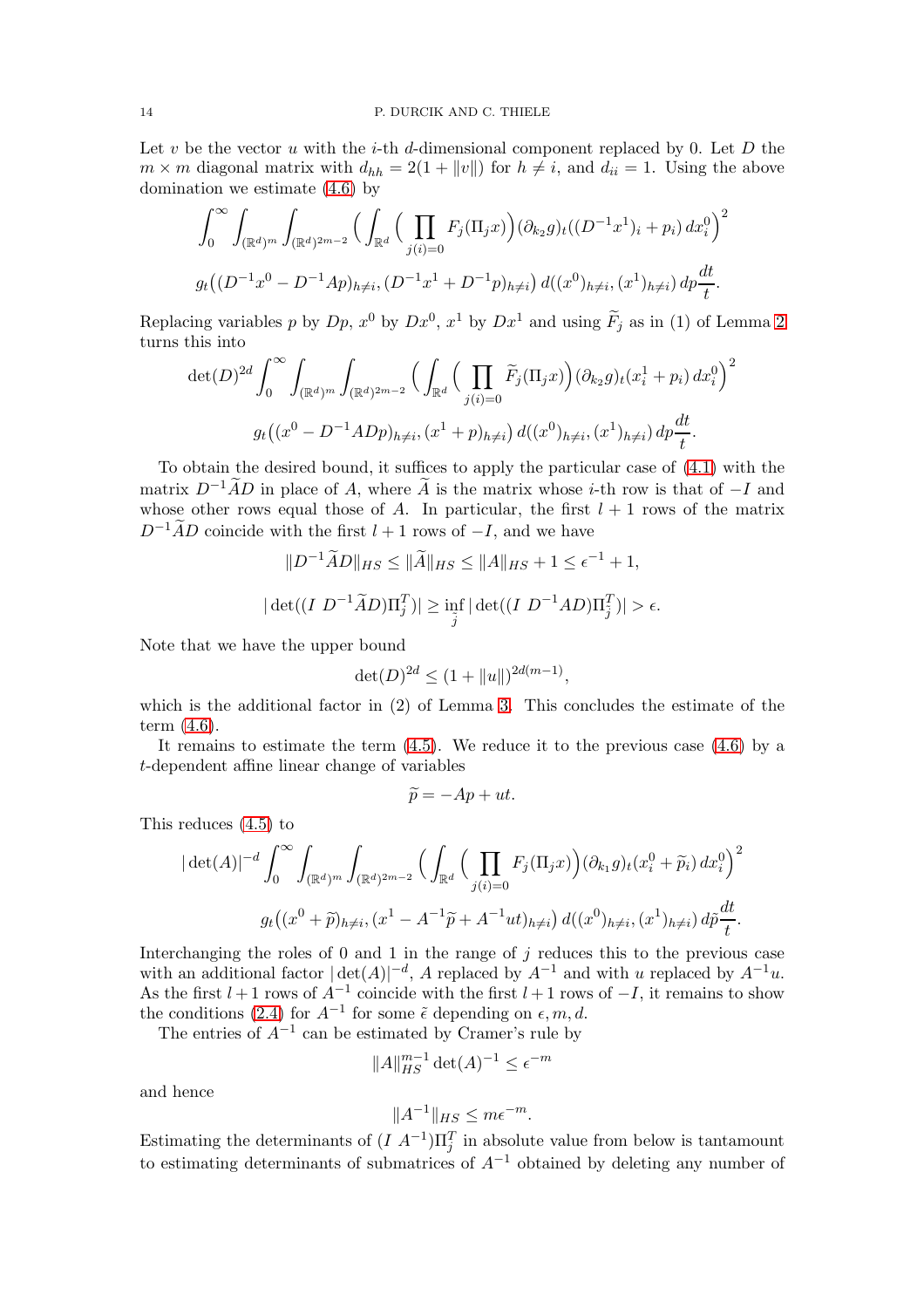Let $v$ be the vector $u$ with the $i$-th $d$-dimensional component replaced by 0. Let $D$ the $m \times m$ diagonal matrix with $d_{hh} = 2(1 + \|v\|)$ for $h \neq i$, and $d_{ii} = 1$. Using the above domination we estimate (4.6) by

$$\int_0^\infty \int_{(\mathbb{R}^d)^m} \int_{(\mathbb{R}^d)^{2m-2}} \Big( \int_{\mathbb{R}^d} \Big( \prod_{j(i)=0} F_j(\Pi_j x) \Big) (\partial_{k_2} g)_t ((D^{-1}x^1)_i + p_i) \, dx_i^0 \Big)^2$$

$$g_t\big( (D^{-1}x^0 - D^{-1}Ap)_{h\neq i}, (D^{-1}x^1 + D^{-1}p)_{h\neq i} \big) \, d((x^0)_{h\neq i}, (x^1)_{h\neq i}) \, dp \frac{dt}{t}.$$

Replacing variables $p$ by $Dp$, $x^0$ by $Dx^0$, $x^1$ by $Dx^1$ and using $\widetilde{F}_j$ as in (1) of Lemma 2 turns this into

$$\det(D)^{2d} \int_0^\infty \int_{(\mathbb{R}^d)^m} \int_{(\mathbb{R}^d)^{2m-2}} \Big( \int_{\mathbb{R}^d} \Big( \prod_{j(i)=0} \widetilde{F}_j(\Pi_j x) \Big) (\partial_{k_2} g)_t (x_i^1 + p_i) \, dx_i^0 \Big)^2$$

$$g_t\big( (x^0 - D^{-1}ADp)_{h\neq i}, (x^1 + p)_{h\neq i} \big) \, d((x^0)_{h\neq i}, (x^1)_{h\neq i}) \, dp \frac{dt}{t}.$$

To obtain the desired bound, it suffices to apply the particular case of (4.1) with the matrix $D^{-1}\widetilde{A}D$ in place of $A$, where $\widetilde{A}$ is the matrix whose $i$-th row is that of $-I$ and whose other rows equal those of $A$. In particular, the first $l+1$ rows of the matrix $D^{-1}\widetilde{A}D$ coincide with the first $l+1$ rows of $-I$, and we have

$$\|D^{-1}\widetilde{A}D\|_{HS} \leq \|\widetilde{A}\|_{HS} \leq \|A\|_{HS} + 1 \leq \epsilon^{-1} + 1,$$

$$|\det((I \ D^{-1}\widetilde{A}D)\Pi_{\tilde{j}}^T)| \geq \inf_{\tilde{j}} |\det((I \ D^{-1}AD)\Pi_{\tilde{j}}^T)| > \epsilon.$$

Note that we have the upper bound

$$\det(D)^{2d} \leq (1 + \|u\|)^{2d(m-1)},$$

which is the additional factor in (2) of Lemma 3. This concludes the estimate of the term (4.6).

It remains to estimate the term (4.5). We reduce it to the previous case (4.6) by a $t$-dependent affine linear change of variables

$$\widetilde{p} = -Ap + ut.$$

This reduces (4.5) to

$$|\det(A)|^{-d} \int_0^\infty \int_{(\mathbb{R}^d)^m} \int_{(\mathbb{R}^d)^{2m-2}} \Big( \int_{\mathbb{R}^d} \Big( \prod_{j(i)=0} F_j(\Pi_j x) \Big) (\partial_{k_1} g)_t (x_i^0 + \widetilde{p}_i) \, dx_i^0 \Big)^2$$

$$g_t\big( (x^0 + \widetilde{p})_{h\neq i}, (x^1 - A^{-1}\widetilde{p} + A^{-1}ut)_{h\neq i} \big) \, d((x^0)_{h\neq i}, (x^1)_{h\neq i}) \, d\tilde{p} \frac{dt}{t}.$$

Interchanging the roles of 0 and 1 in the range of $j$ reduces this to the previous case with an additional factor $|\det(A)|^{-d}$, $A$ replaced by $A^{-1}$ and with $u$ replaced by $A^{-1}u$. As the first $l+1$ rows of $A^{-1}$ coincide with the first $l+1$ rows of $-I$, it remains to show the conditions (2.4) for $A^{-1}$ for some $\tilde{\epsilon}$ depending on $\epsilon, m, d$.

The entries of $A^{-1}$ can be estimated by Cramer's rule by

$$\|A\|_{HS}^{m-1} \det(A)^{-1} \leq \epsilon^{-m}$$

and hence

$$\|A^{-1}\|_{HS} \leq m\epsilon^{-m}.$$

Estimating the determinants of $(I \ A^{-1})\Pi_j^T$ in absolute value from below is tantamount to estimating determinants of submatrices of $A^{-1}$ obtained by deleting any number of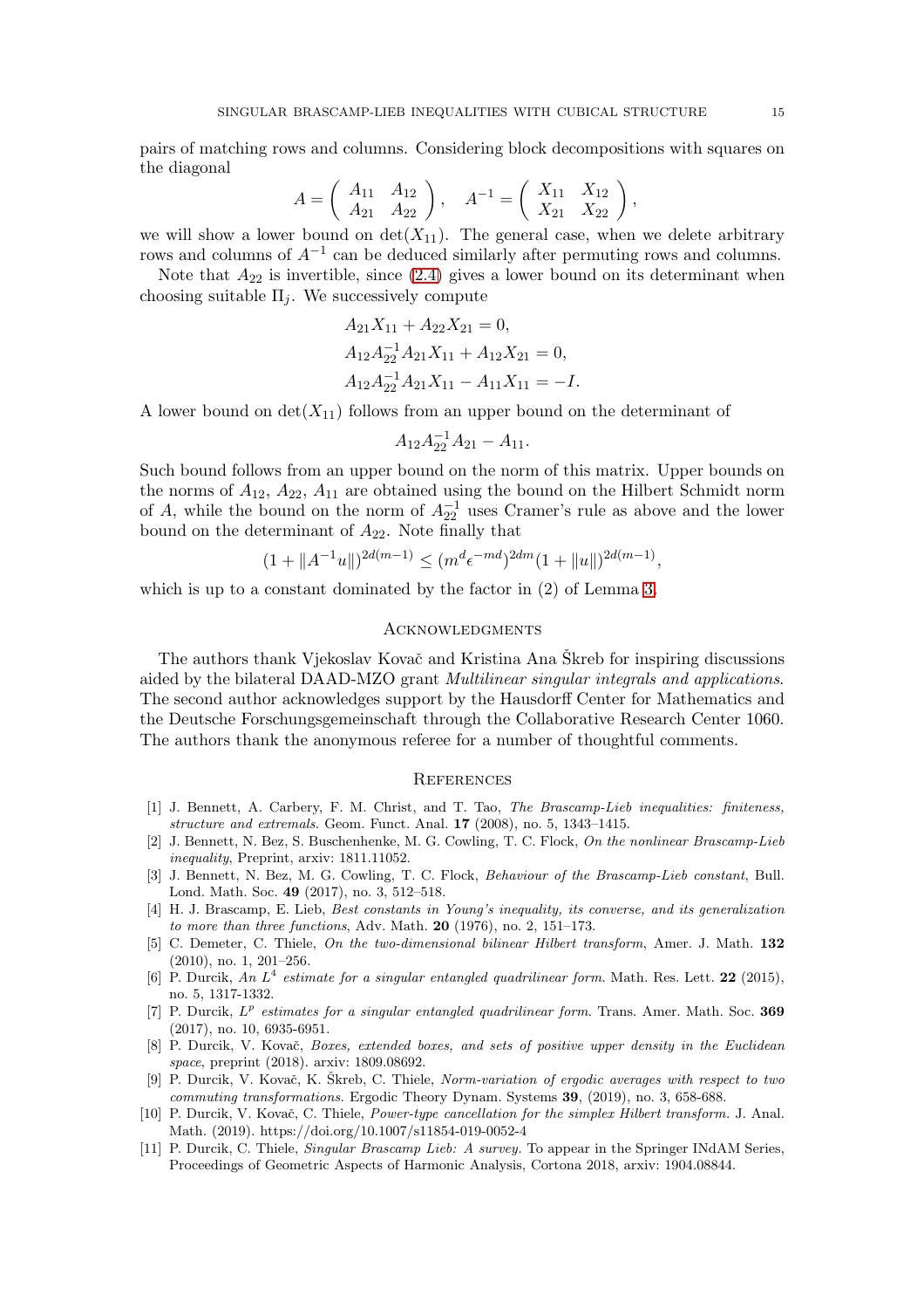pairs of matching rows and columns. Considering block decompositions with squares on the diagonal

$$A = \begin{pmatrix} A_{11} & A_{12} \\ A_{21} & A_{22} \end{pmatrix}, \quad A^{-1} = \begin{pmatrix} X_{11} & X_{12} \\ X_{21} & X_{22} \end{pmatrix},$$

we will show a lower bound on $\det(X_{11})$. The general case, when we delete arbitrary rows and columns of $A^{-1}$ can be deduced similarly after permuting rows and columns.

Note that $A_{22}$ is invertible, since (2.4) gives a lower bound on its determinant when choosing suitable $\Pi_j$. We successively compute

$$\begin{aligned}
&A_{21}X_{11} + A_{22}X_{21} = 0, \\
&A_{12}A_{22}^{-1}A_{21}X_{11} + A_{12}X_{21} = 0, \\
&A_{12}A_{22}^{-1}A_{21}X_{11} - A_{11}X_{11} = -I.
\end{aligned}$$

A lower bound on $\det(X_{11})$ follows from an upper bound on the determinant of

$$A_{12}A_{22}^{-1}A_{21} - A_{11}.$$

Such bound follows from an upper bound on the norm of this matrix. Upper bounds on the norms of $A_{12}$, $A_{22}$, $A_{11}$ are obtained using the bound on the Hilbert Schmidt norm of $A$, while the bound on the norm of $A_{22}^{-1}$ uses Cramer's rule as above and the lower bound on the determinant of $A_{22}$. Note finally that

$$(1 + \|A^{-1}u\|)^{2d(m-1)} \leq (m^d \epsilon^{-md})^{2dm}(1 + \|u\|)^{2d(m-1)},$$

which is up to a constant dominated by the factor in (2) of Lemma 3.

## Acknowledgments

The authors thank Vjekoslav Kovač and Kristina Ana Škreb for inspiring discussions aided by the bilateral DAAD-MZO grant *Multilinear singular integrals and applications*. The second author acknowledges support by the Hausdorff Center for Mathematics and the Deutsche Forschungsgemeinschaft through the Collaborative Research Center 1060. The authors thank the anonymous referee for a number of thoughtful comments.

## References

[1] J. Bennett, A. Carbery, F. M. Christ, and T. Tao, *The Brascamp-Lieb inequalities: finiteness, structure and extremals*. Geom. Funct. Anal. **17** (2008), no. 5, 1343–1415.

[2] J. Bennett, N. Bez, S. Buschenhenke, M. G. Cowling, T. C. Flock, *On the nonlinear Brascamp-Lieb inequality*, Preprint, arxiv: 1811.11052.

[3] J. Bennett, N. Bez, M. G. Cowling, T. C. Flock, *Behaviour of the Brascamp-Lieb constant*, Bull. Lond. Math. Soc. **49** (2017), no. 3, 512–518.

[4] H. J. Brascamp, E. Lieb, *Best constants in Young's inequality, its converse, and its generalization to more than three functions*, Adv. Math. **20** (1976), no. 2, 151–173.

[5] C. Demeter, C. Thiele, *On the two-dimensional bilinear Hilbert transform*, Amer. J. Math. **132** (2010), no. 1, 201–256.

[6] P. Durcik, *An $L^4$ estimate for a singular entangled quadrilinear form*. Math. Res. Lett. **22** (2015), no. 5, 1317-1332.

[7] P. Durcik, *$L^p$ estimates for a singular entangled quadrilinear form*. Trans. Amer. Math. Soc. **369** (2017), no. 10, 6935-6951.

[8] P. Durcik, V. Kovač, *Boxes, extended boxes, and sets of positive upper density in the Euclidean space*, preprint (2018). arxiv: 1809.08692.

[9] P. Durcik, V. Kovač, K. Škreb, C. Thiele, *Norm-variation of ergodic averages with respect to two commuting transformations*. Ergodic Theory Dynam. Systems **39**, (2019), no. 3, 658-688.

[10] P. Durcik, V. Kovač, C. Thiele, *Power-type cancellation for the simplex Hilbert transform*. J. Anal. Math. (2019). https://doi.org/10.1007/s11854-019-0052-4

[11] P. Durcik, C. Thiele, *Singular Brascamp Lieb: A survey.* To appear in the Springer INdAM Series, Proceedings of Geometric Aspects of Harmonic Analysis, Cortona 2018, arxiv: 1904.08844.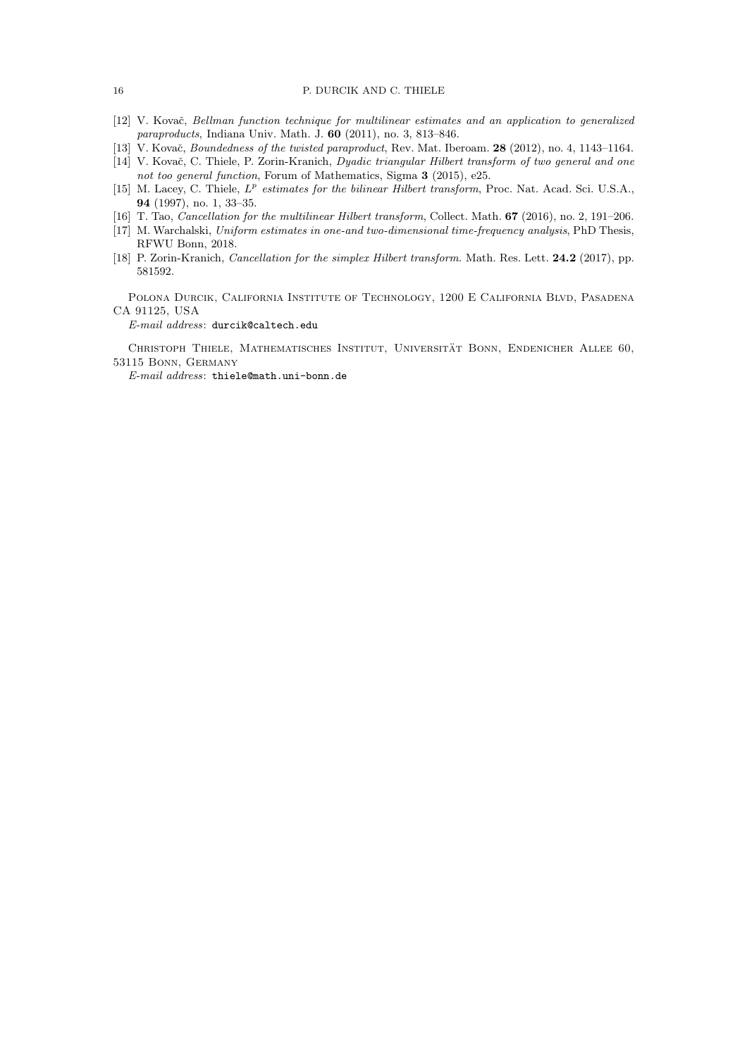[12] V. Kovač, *Bellman function technique for multilinear estimates and an application to generalized paraproducts*, Indiana Univ. Math. J. **60** (2011), no. 3, 813–846.

[13] V. Kovač, *Boundedness of the twisted paraproduct*, Rev. Mat. Iberoam. **28** (2012), no. 4, 1143–1164.

[14] V. Kovač, C. Thiele, P. Zorin-Kranich, *Dyadic triangular Hilbert transform of two general and one not too general function*, Forum of Mathematics, Sigma **3** (2015), e25.

[15] M. Lacey, C. Thiele, *$L^p$ estimates for the bilinear Hilbert transform*, Proc. Nat. Acad. Sci. U.S.A., **94** (1997), no. 1, 33–35.

[16] T. Tao, *Cancellation for the multilinear Hilbert transform*, Collect. Math. **67** (2016), no. 2, 191–206.

[17] M. Warchalski, *Uniform estimates in one-and two-dimensional time-frequency analysis*, PhD Thesis, RFWU Bonn, 2018.

[18] P. Zorin-Kranich, *Cancellation for the simplex Hilbert transform*. Math. Res. Lett. **24.2** (2017), pp. 581592.

Polona Durcik, California Institute of Technology, 1200 E California Blvd, Pasadena CA 91125, USA

*E-mail address*: durcik@caltech.edu

Christoph Thiele, Mathematisches Institut, Universität Bonn, Endenicher Allee 60, 53115 Bonn, Germany

*E-mail address*: thiele@math.uni-bonn.de